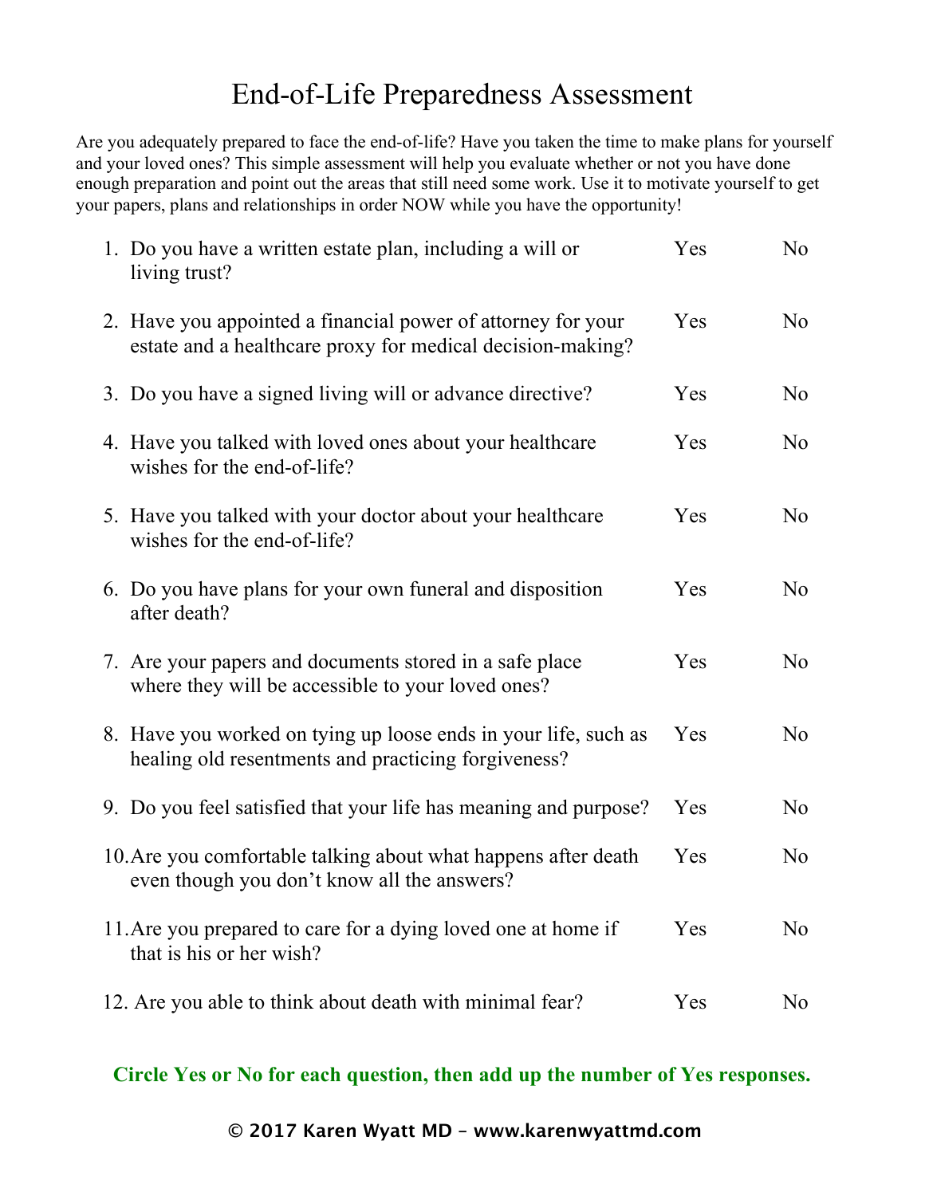# End-of-Life Preparedness Assessment

Are you adequately prepared to face the end-of-life? Have you taken the time to make plans for yourself and your loved ones? This simple assessment will help you evaluate whether or not you have done enough preparation and point out the areas that still need some work. Use it to motivate yourself to get your papers, plans and relationships in order NOW while you have the opportunity!

| | | | |
|---|---|---|---|
| 1. | Do you have a written estate plan, including a will or living trust? | Yes | No |
| 2. | Have you appointed a financial power of attorney for your estate and a healthcare proxy for medical decision-making? | Yes | No |
| 3. | Do you have a signed living will or advance directive? | Yes | No |
| 4. | Have you talked with loved ones about your healthcare wishes for the end-of-life? | Yes | No |
| 5. | Have you talked with your doctor about your healthcare wishes for the end-of-life? | Yes | No |
| 6. | Do you have plans for your own funeral and disposition after death? | Yes | No |
| 7. | Are your papers and documents stored in a safe place where they will be accessible to your loved ones? | Yes | No |
| 8. | Have you worked on tying up loose ends in your life, such as healing old resentments and practicing forgiveness? | Yes | No |
| 9. | Do you feel satisfied that your life has meaning and purpose? | Yes | No |
| 10. | Are you comfortable talking about what happens after death even though you don't know all the answers? | Yes | No |
| 11. | Are you prepared to care for a dying loved one at home if that is his or her wish? | Yes | No |
| 12. | Are you able to think about death with minimal fear? | Yes | No |

**Circle Yes or No for each question, then add up the number of Yes responses.**

**© 2017 Karen Wyatt MD – www.karenwyattmd.com**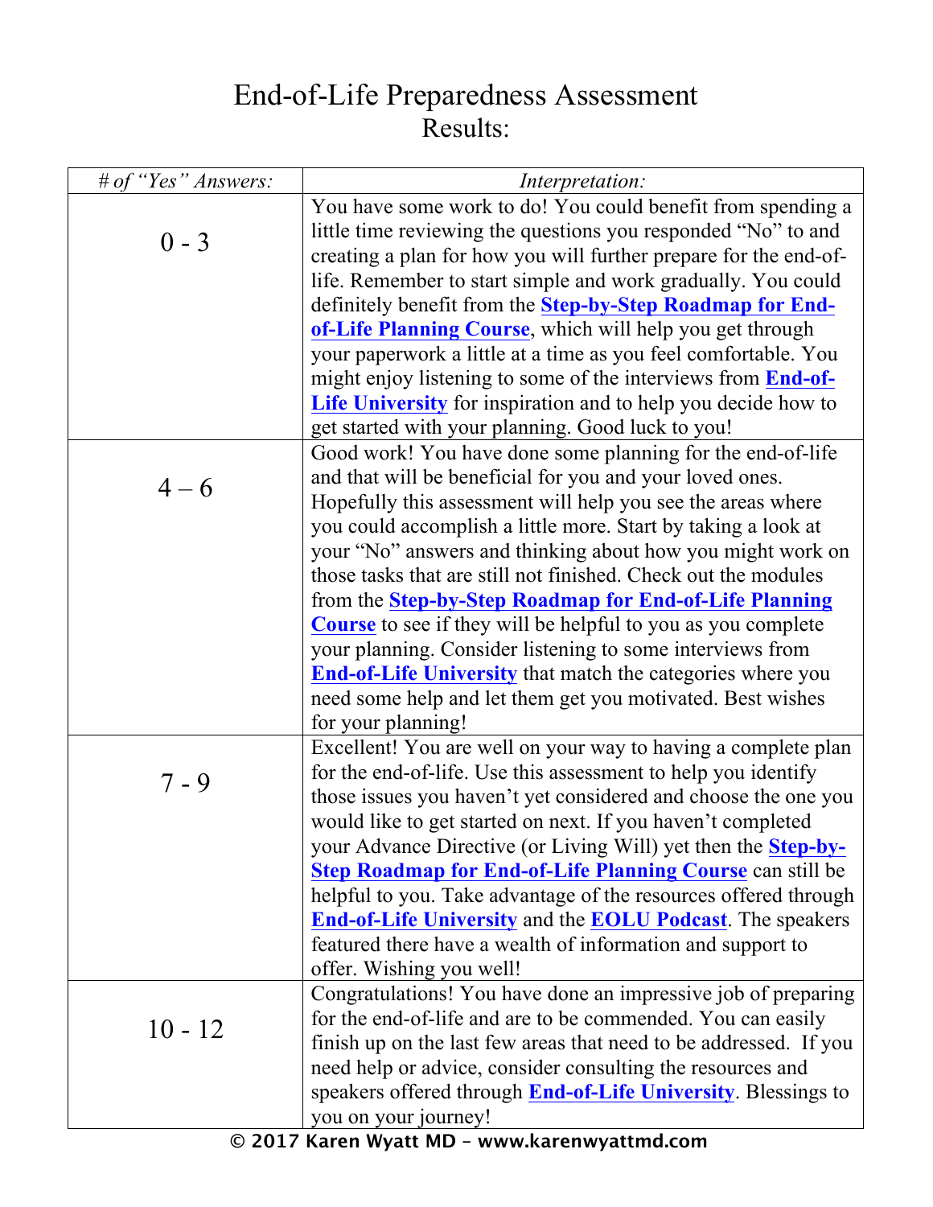# End-of-Life Preparedness Assessment
## Results:

| *# of "Yes" Answers:* | *Interpretation:* |
|---|---|
| 0 - 3 | You have some work to do! You could benefit from spending a little time reviewing the questions you responded "No" to and creating a plan for how you will further prepare for the end-of-life. Remember to start simple and work gradually. You could definitely benefit from the **Step-by-Step Roadmap for End-of-Life Planning Course**, which will help you get through your paperwork a little at a time as you feel comfortable. You might enjoy listening to some of the interviews from **End-of-Life University** for inspiration and to help you decide how to get started with your planning. Good luck to you! |
| 4 – 6 | Good work! You have done some planning for the end-of-life and that will be beneficial for you and your loved ones. Hopefully this assessment will help you see the areas where you could accomplish a little more. Start by taking a look at your "No" answers and thinking about how you might work on those tasks that are still not finished. Check out the modules from the **Step-by-Step Roadmap for End-of-Life Planning Course** to see if they will be helpful to you as you complete your planning. Consider listening to some interviews from **End-of-Life University** that match the categories where you need some help and let them get you motivated. Best wishes for your planning! |
| 7 - 9 | Excellent! You are well on your way to having a complete plan for the end-of-life. Use this assessment to help you identify those issues you haven't yet considered and choose the one you would like to get started on next. If you haven't completed your Advance Directive (or Living Will) yet then the **Step-by-Step Roadmap for End-of-Life Planning Course** can still be helpful to you. Take advantage of the resources offered through **End-of-Life University** and the **EOLU Podcast**. The speakers featured there have a wealth of information and support to offer. Wishing you well! |
| 10 - 12 | Congratulations! You have done an impressive job of preparing for the end-of-life and are to be commended. You can easily finish up on the last few areas that need to be addressed. If you need help or advice, consider consulting the resources and speakers offered through **End-of-Life University**. Blessings to you on your journey! |

**© 2017 Karen Wyatt MD – www.karenwyattmd.com**